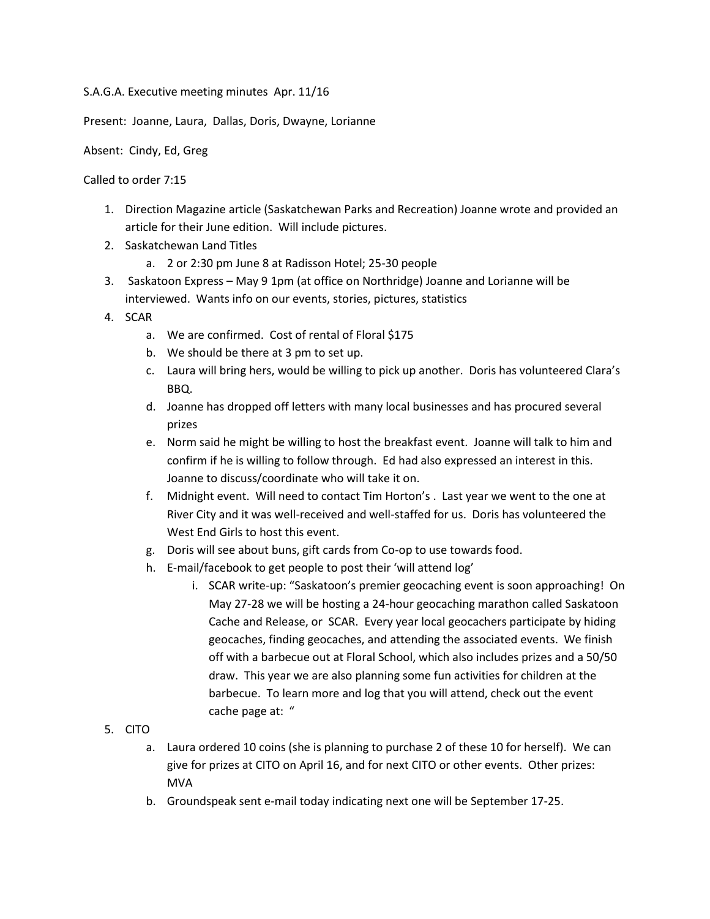S.A.G.A. Executive meeting minutes Apr. 11/16

Present: Joanne, Laura, Dallas, Doris, Dwayne, Lorianne

Absent: Cindy, Ed, Greg

Called to order 7:15

1. Direction Magazine article (Saskatchewan Parks and Recreation) Joanne wrote and provided an article for their June edition. Will include pictures.
2. Saskatchewan Land Titles
   a. 2 or 2:30 pm June 8 at Radisson Hotel; 25-30 people
3. Saskatoon Express – May 9 1pm (at office on Northridge) Joanne and Lorianne will be interviewed. Wants info on our events, stories, pictures, statistics
4. SCAR
   a. We are confirmed. Cost of rental of Floral $175
   b. We should be there at 3 pm to set up.
   c. Laura will bring hers, would be willing to pick up another. Doris has volunteered Clara's BBQ.
   d. Joanne has dropped off letters with many local businesses and has procured several prizes
   e. Norm said he might be willing to host the breakfast event. Joanne will talk to him and confirm if he is willing to follow through. Ed had also expressed an interest in this. Joanne to discuss/coordinate who will take it on.
   f. Midnight event. Will need to contact Tim Horton's . Last year we went to the one at River City and it was well-received and well-staffed for us. Doris has volunteered the West End Girls to host this event.
   g. Doris will see about buns, gift cards from Co-op to use towards food.
   h. E-mail/facebook to get people to post their 'will attend log'
      i. SCAR write-up: "Saskatoon's premier geocaching event is soon approaching! On May 27-28 we will be hosting a 24-hour geocaching marathon called Saskatoon Cache and Release, or SCAR. Every year local geocachers participate by hiding geocaches, finding geocaches, and attending the associated events. We finish off with a barbecue out at Floral School, which also includes prizes and a 50/50 draw. This year we are also planning some fun activities for children at the barbecue. To learn more and log that you will attend, check out the event cache page at: "
5. CITO
   a. Laura ordered 10 coins (she is planning to purchase 2 of these 10 for herself). We can give for prizes at CITO on April 16, and for next CITO or other events. Other prizes: MVA
   b. Groundspeak sent e-mail today indicating next one will be September 17-25.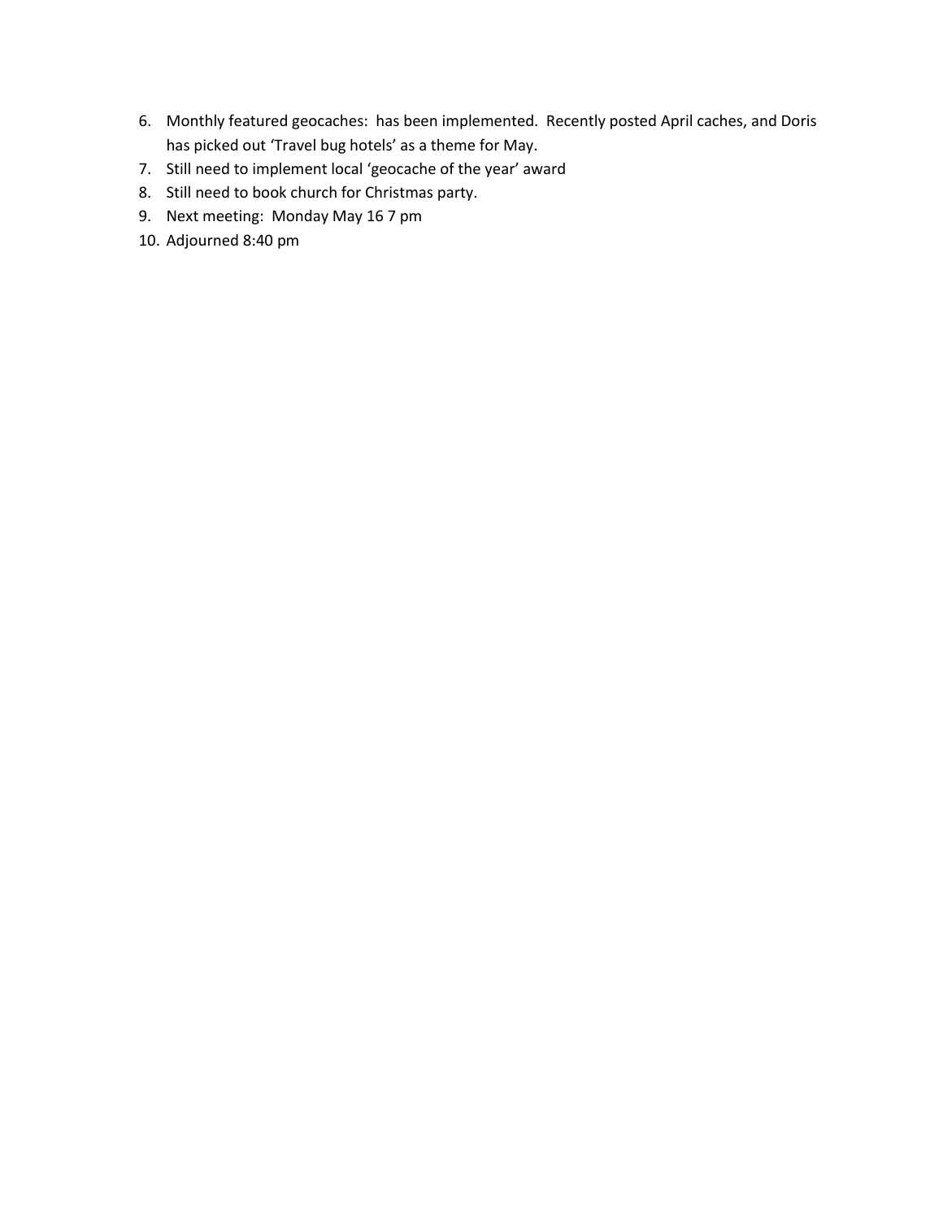6. Monthly featured geocaches: has been implemented. Recently posted April caches, and Doris has picked out 'Travel bug hotels' as a theme for May.
7. Still need to implement local 'geocache of the year' award
8. Still need to book church for Christmas party.
9. Next meeting: Monday May 16 7 pm
10. Adjourned 8:40 pm